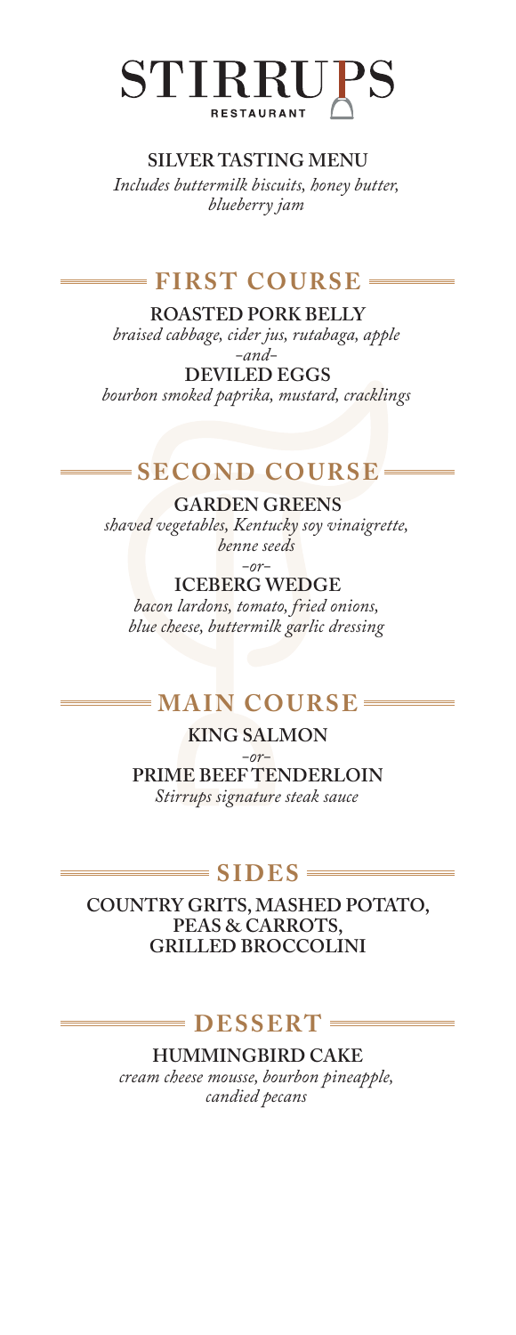# STIRRUPS
RESTAURANT

## SILVER TASTING MENU

*Includes buttermilk biscuits, honey butter, blueberry jam*

## FIRST COURSE

**ROASTED PORK BELLY**
*braised cabbage, cider jus, rutabaga, apple*

*-and-*

**DEVILED EGGS**
*bourbon smoked paprika, mustard, cracklings*

## SECOND COURSE

**GARDEN GREENS**
*shaved vegetables, Kentucky soy vinaigrette, benne seeds*

*-or-*

**ICEBERG WEDGE**
*bacon lardons, tomato, fried onions, blue cheese, buttermilk garlic dressing*

## MAIN COURSE

**KING SALMON**

*-or-*

**PRIME BEEF TENDERLOIN**
*Stirrups signature steak sauce*

## SIDES

**COUNTRY GRITS, MASHED POTATO, PEAS & CARROTS, GRILLED BROCCOLINI**

## DESSERT

**HUMMINGBIRD CAKE**
*cream cheese mousse, bourbon pineapple, candied pecans*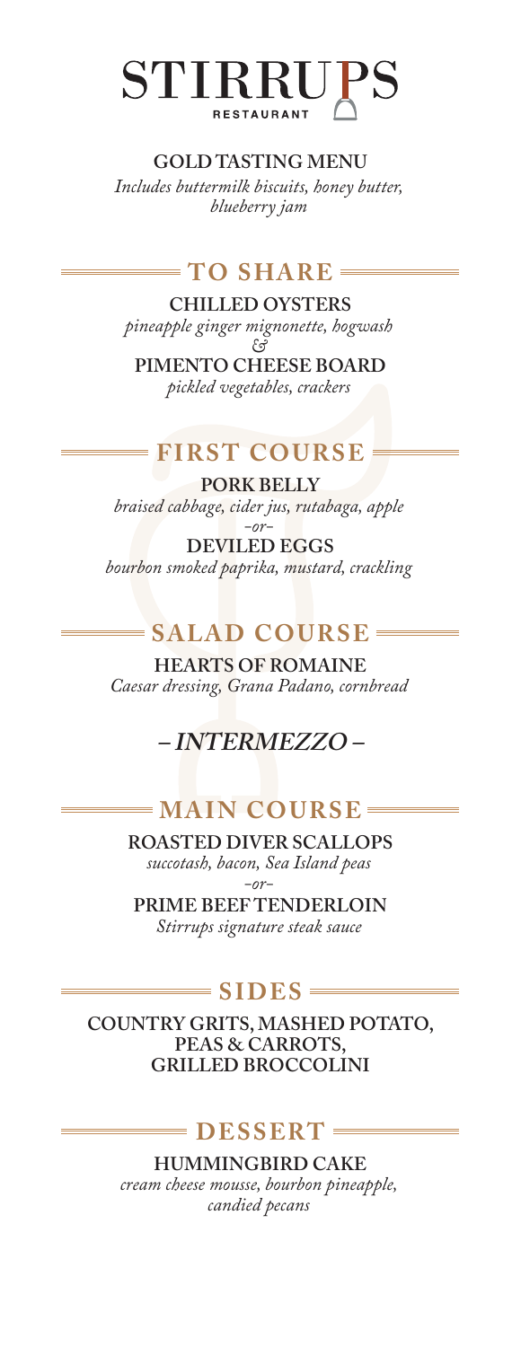# STIRRUPS

RESTAURANT

**GOLD TASTING MENU**

*Includes buttermilk biscuits, honey butter, blueberry jam*

## TO SHARE

**CHILLED OYSTERS**

*pineapple ginger mignonette, hogwash*

*&*

**PIMENTO CHEESE BOARD**

*pickled vegetables, crackers*

## FIRST COURSE

**PORK BELLY**

*braised cabbage, cider jus, rutabaga, apple*

*–or–*

**DEVILED EGGS**

*bourbon smoked paprika, mustard, crackling*

## SALAD COURSE

**HEARTS OF ROMAINE**

*Caesar dressing, Grana Padano, cornbread*

## – *INTERMEZZO* –

## MAIN COURSE

**ROASTED DIVER SCALLOPS**

*succotash, bacon, Sea Island peas*

*–or–*

**PRIME BEEF TENDERLOIN**

*Stirrups signature steak sauce*

## SIDES

**COUNTRY GRITS, MASHED POTATO, PEAS & CARROTS, GRILLED BROCCOLINI**

## DESSERT

**HUMMINGBIRD CAKE**

*cream cheese mousse, bourbon pineapple, candied pecans*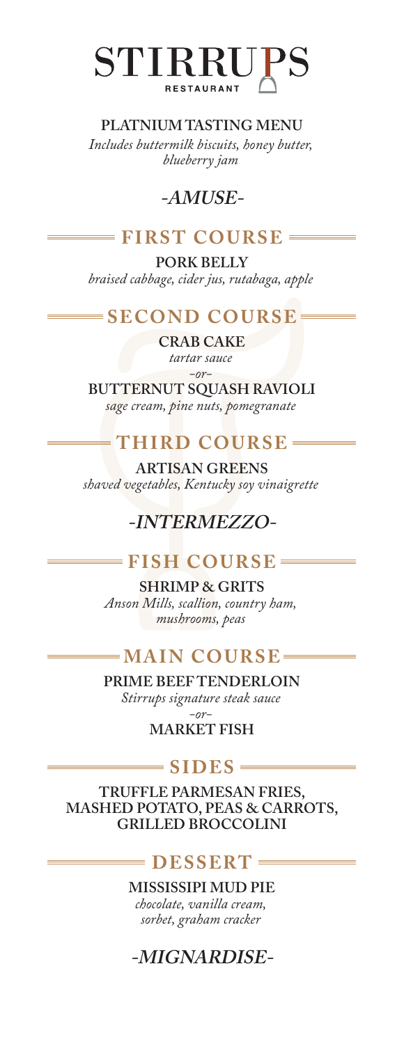# STIRRUPS
RESTAURANT

**PLATNIUM TASTING MENU**

*Includes buttermilk biscuits, honey butter, blueberry jam*

## *-AMUSE-*

## FIRST COURSE

**PORK BELLY**
*braised cabbage, cider jus, rutabaga, apple*

## SECOND COURSE

**CRAB CAKE**
*tartar sauce*

*–or–*

**BUTTERNUT SQUASH RAVIOLI**
*sage cream, pine nuts, pomegranate*

## THIRD COURSE

**ARTISAN GREENS**
*shaved vegetables, Kentucky soy vinaigrette*

## *-INTERMEZZO-*

## FISH COURSE

**SHRIMP & GRITS**
*Anson Mills, scallion, country ham, mushrooms, peas*

## MAIN COURSE

**PRIME BEEF TENDERLOIN**
*Stirrups signature steak sauce*

*–or–*

**MARKET FISH**

## SIDES

**TRUFFLE PARMESAN FRIES, MASHED POTATO, PEAS & CARROTS, GRILLED BROCCOLINI**

## DESSERT

**MISSISSIPI MUD PIE**
*chocolate, vanilla cream, sorbet, graham cracker*

## *-MIGNARDISE-*